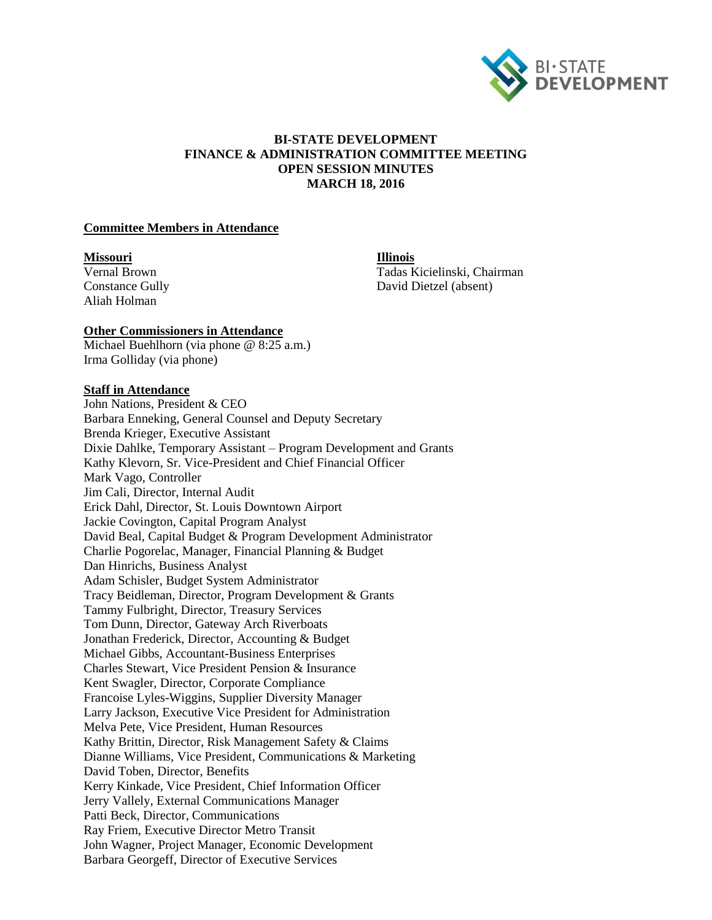**BI-STATE DEVELOPMENT**
**FINANCE & ADMINISTRATION COMMITTEE MEETING**
**OPEN SESSION MINUTES**
**MARCH 18, 2016**

**Committee Members in Attendance**

**Missouri**
Vernal Brown
Constance Gully
Aliah Holman

**Illinois**
Tadas Kicielinski, Chairman
David Dietzel (absent)

**Other Commissioners in Attendance**
Michael Buehlhorn (via phone @ 8:25 a.m.)
Irma Golliday (via phone)

**Staff in Attendance**
John Nations, President & CEO
Barbara Enneking, General Counsel and Deputy Secretary
Brenda Krieger, Executive Assistant
Dixie Dahlke, Temporary Assistant – Program Development and Grants
Kathy Klevorn, Sr. Vice-President and Chief Financial Officer
Mark Vago, Controller
Jim Cali, Director, Internal Audit
Erick Dahl, Director, St. Louis Downtown Airport
Jackie Covington, Capital Program Analyst
David Beal, Capital Budget & Program Development Administrator
Charlie Pogorelac, Manager, Financial Planning & Budget
Dan Hinrichs, Business Analyst
Adam Schisler, Budget System Administrator
Tracy Beidleman, Director, Program Development & Grants
Tammy Fulbright, Director, Treasury Services
Tom Dunn, Director, Gateway Arch Riverboats
Jonathan Frederick, Director, Accounting & Budget
Michael Gibbs, Accountant-Business Enterprises
Charles Stewart, Vice President Pension & Insurance
Kent Swagler, Director, Corporate Compliance
Francoise Lyles-Wiggins, Supplier Diversity Manager
Larry Jackson, Executive Vice President for Administration
Melva Pete, Vice President, Human Resources
Kathy Brittin, Director, Risk Management Safety & Claims
Dianne Williams, Vice President, Communications & Marketing
David Toben, Director, Benefits
Kerry Kinkade, Vice President, Chief Information Officer
Jerry Vallely, External Communications Manager
Patti Beck, Director, Communications
Ray Friem, Executive Director Metro Transit
John Wagner, Project Manager, Economic Development
Barbara Georgeff, Director of Executive Services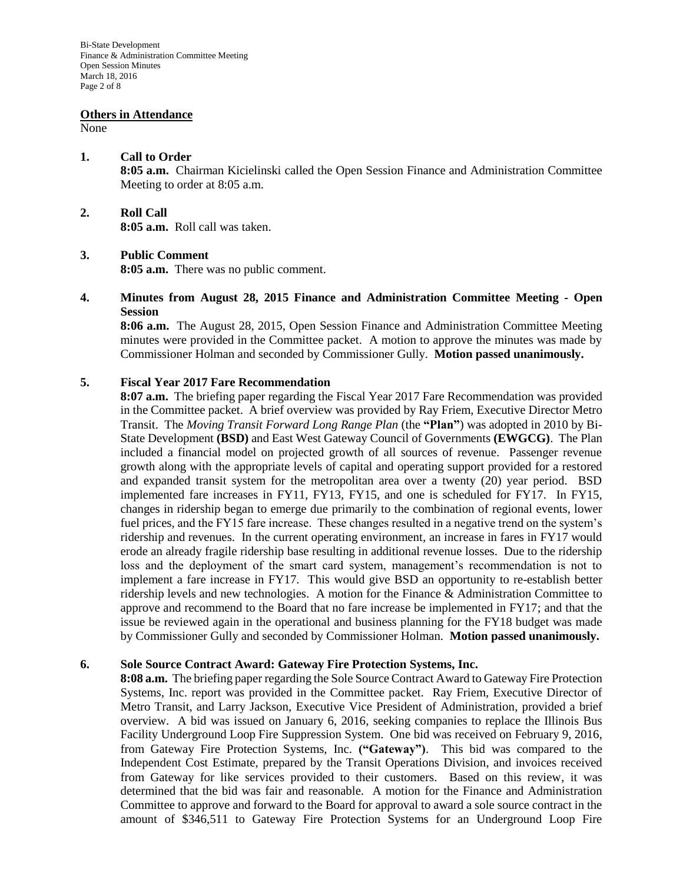**Others in Attendance**

None

**1. Call to Order**

**8:05 a.m.** Chairman Kicielinski called the Open Session Finance and Administration Committee Meeting to order at 8:05 a.m.

**2. Roll Call**

**8:05 a.m.** Roll call was taken.

**3. Public Comment**

**8:05 a.m.** There was no public comment.

**4. Minutes from August 28, 2015 Finance and Administration Committee Meeting - Open Session**

**8:06 a.m.** The August 28, 2015, Open Session Finance and Administration Committee Meeting minutes were provided in the Committee packet. A motion to approve the minutes was made by Commissioner Holman and seconded by Commissioner Gully. **Motion passed unanimously.**

**5. Fiscal Year 2017 Fare Recommendation**

**8:07 a.m.** The briefing paper regarding the Fiscal Year 2017 Fare Recommendation was provided in the Committee packet. A brief overview was provided by Ray Friem, Executive Director Metro Transit. The *Moving Transit Forward Long Range Plan* (the **"Plan"**) was adopted in 2010 by Bi-State Development **(BSD)** and East West Gateway Council of Governments **(EWGCG)**. The Plan included a financial model on projected growth of all sources of revenue. Passenger revenue growth along with the appropriate levels of capital and operating support provided for a restored and expanded transit system for the metropolitan area over a twenty (20) year period. BSD implemented fare increases in FY11, FY13, FY15, and one is scheduled for FY17. In FY15, changes in ridership began to emerge due primarily to the combination of regional events, lower fuel prices, and the FY15 fare increase. These changes resulted in a negative trend on the system's ridership and revenues. In the current operating environment, an increase in fares in FY17 would erode an already fragile ridership base resulting in additional revenue losses. Due to the ridership loss and the deployment of the smart card system, management's recommendation is not to implement a fare increase in FY17. This would give BSD an opportunity to re-establish better ridership levels and new technologies. A motion for the Finance & Administration Committee to approve and recommend to the Board that no fare increase be implemented in FY17; and that the issue be reviewed again in the operational and business planning for the FY18 budget was made by Commissioner Gully and seconded by Commissioner Holman. **Motion passed unanimously.**

**6. Sole Source Contract Award: Gateway Fire Protection Systems, Inc.**

**8:08 a.m.** The briefing paper regarding the Sole Source Contract Award to Gateway Fire Protection Systems, Inc. report was provided in the Committee packet. Ray Friem, Executive Director of Metro Transit, and Larry Jackson, Executive Vice President of Administration, provided a brief overview. A bid was issued on January 6, 2016, seeking companies to replace the Illinois Bus Facility Underground Loop Fire Suppression System. One bid was received on February 9, 2016, from Gateway Fire Protection Systems, Inc. **("Gateway")**. This bid was compared to the Independent Cost Estimate, prepared by the Transit Operations Division, and invoices received from Gateway for like services provided to their customers. Based on this review, it was determined that the bid was fair and reasonable. A motion for the Finance and Administration Committee to approve and forward to the Board for approval to award a sole source contract in the amount of $346,511 to Gateway Fire Protection Systems for an Underground Loop Fire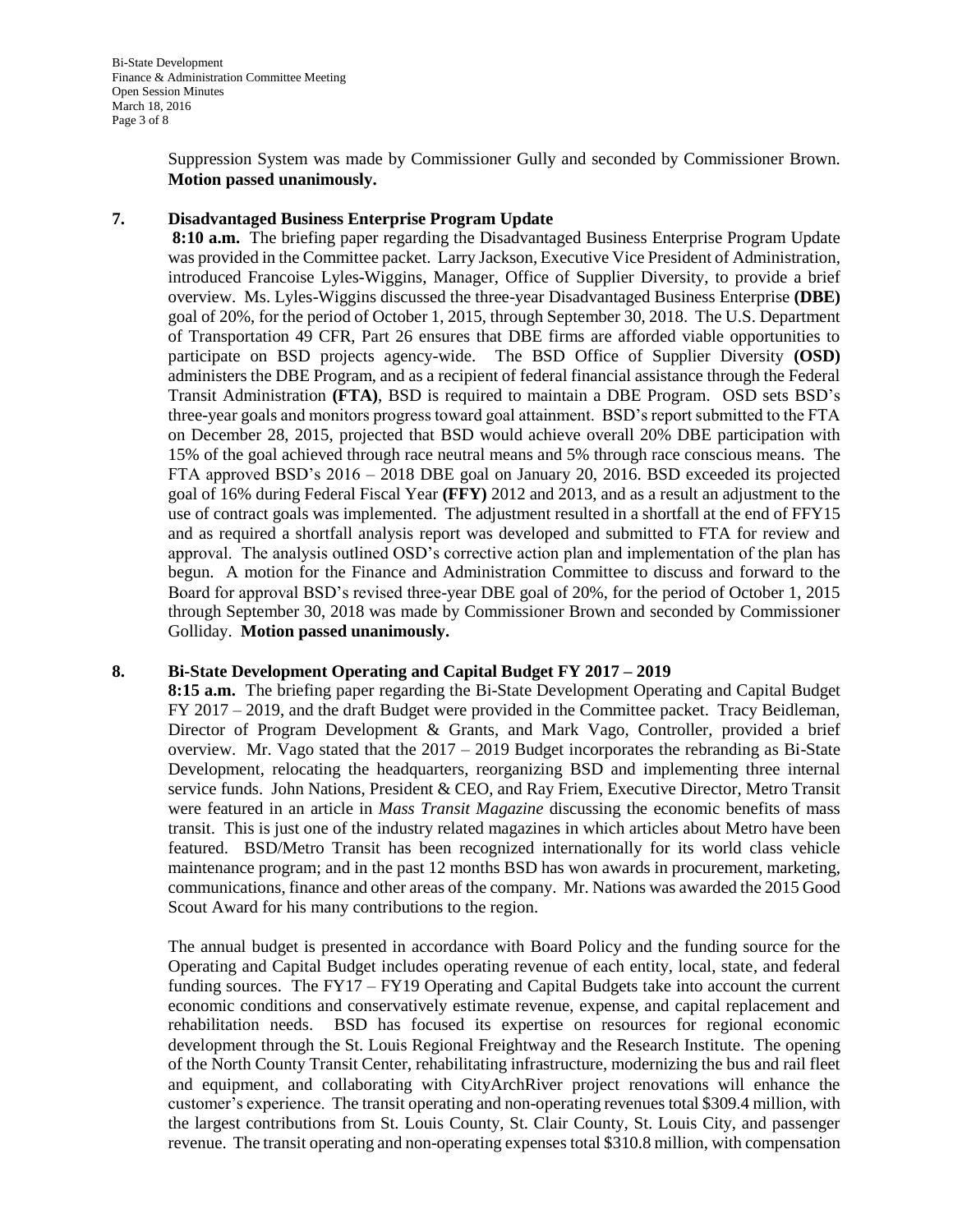Suppression System was made by Commissioner Gully and seconded by Commissioner Brown. **Motion passed unanimously.**

**7. Disadvantaged Business Enterprise Program Update**

**8:10 a.m.** The briefing paper regarding the Disadvantaged Business Enterprise Program Update was provided in the Committee packet. Larry Jackson, Executive Vice President of Administration, introduced Francoise Lyles-Wiggins, Manager, Office of Supplier Diversity, to provide a brief overview. Ms. Lyles-Wiggins discussed the three-year Disadvantaged Business Enterprise **(DBE)** goal of 20%, for the period of October 1, 2015, through September 30, 2018. The U.S. Department of Transportation 49 CFR, Part 26 ensures that DBE firms are afforded viable opportunities to participate on BSD projects agency-wide. The BSD Office of Supplier Diversity **(OSD)** administers the DBE Program, and as a recipient of federal financial assistance through the Federal Transit Administration **(FTA)**, BSD is required to maintain a DBE Program. OSD sets BSD's three-year goals and monitors progress toward goal attainment. BSD's report submitted to the FTA on December 28, 2015, projected that BSD would achieve overall 20% DBE participation with 15% of the goal achieved through race neutral means and 5% through race conscious means. The FTA approved BSD's 2016 – 2018 DBE goal on January 20, 2016. BSD exceeded its projected goal of 16% during Federal Fiscal Year **(FFY)** 2012 and 2013, and as a result an adjustment to the use of contract goals was implemented. The adjustment resulted in a shortfall at the end of FFY15 and as required a shortfall analysis report was developed and submitted to FTA for review and approval. The analysis outlined OSD's corrective action plan and implementation of the plan has begun. A motion for the Finance and Administration Committee to discuss and forward to the Board for approval BSD's revised three-year DBE goal of 20%, for the period of October 1, 2015 through September 30, 2018 was made by Commissioner Brown and seconded by Commissioner Golliday. **Motion passed unanimously.**

**8. Bi-State Development Operating and Capital Budget FY 2017 – 2019**

**8:15 a.m.** The briefing paper regarding the Bi-State Development Operating and Capital Budget FY 2017 – 2019, and the draft Budget were provided in the Committee packet. Tracy Beidleman, Director of Program Development & Grants, and Mark Vago, Controller, provided a brief overview. Mr. Vago stated that the 2017 – 2019 Budget incorporates the rebranding as Bi-State Development, relocating the headquarters, reorganizing BSD and implementing three internal service funds. John Nations, President & CEO, and Ray Friem, Executive Director, Metro Transit were featured in an article in *Mass Transit Magazine* discussing the economic benefits of mass transit. This is just one of the industry related magazines in which articles about Metro have been featured. BSD/Metro Transit has been recognized internationally for its world class vehicle maintenance program; and in the past 12 months BSD has won awards in procurement, marketing, communications, finance and other areas of the company. Mr. Nations was awarded the 2015 Good Scout Award for his many contributions to the region.

The annual budget is presented in accordance with Board Policy and the funding source for the Operating and Capital Budget includes operating revenue of each entity, local, state, and federal funding sources. The FY17 – FY19 Operating and Capital Budgets take into account the current economic conditions and conservatively estimate revenue, expense, and capital replacement and rehabilitation needs. BSD has focused its expertise on resources for regional economic development through the St. Louis Regional Freightway and the Research Institute. The opening of the North County Transit Center, rehabilitating infrastructure, modernizing the bus and rail fleet and equipment, and collaborating with CityArchRiver project renovations will enhance the customer's experience. The transit operating and non-operating revenues total \$309.4 million, with the largest contributions from St. Louis County, St. Clair County, St. Louis City, and passenger revenue. The transit operating and non-operating expenses total \$310.8 million, with compensation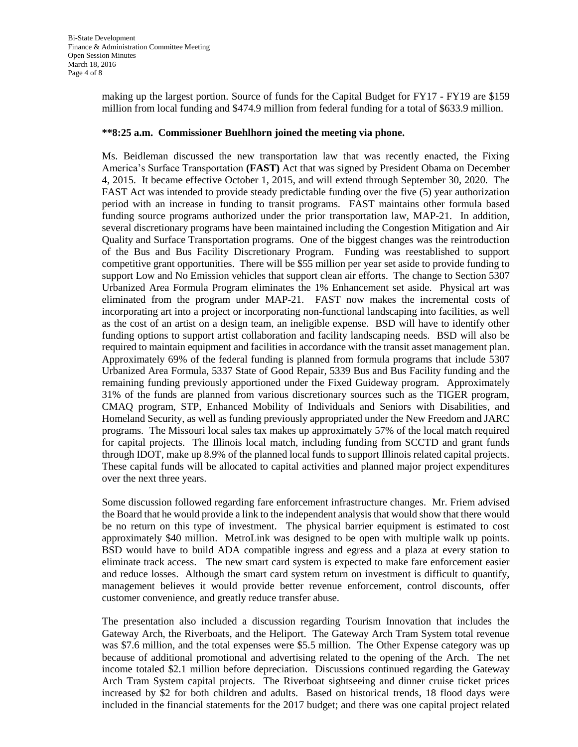making up the largest portion. Source of funds for the Capital Budget for FY17 - FY19 are $159 million from local funding and $474.9 million from federal funding for a total of $633.9 million.

**\*\*8:25 a.m. Commissioner Buehlhorn joined the meeting via phone.**

Ms. Beidleman discussed the new transportation law that was recently enacted, the Fixing America's Surface Transportation **(FAST)** Act that was signed by President Obama on December 4, 2015. It became effective October 1, 2015, and will extend through September 30, 2020. The FAST Act was intended to provide steady predictable funding over the five (5) year authorization period with an increase in funding to transit programs. FAST maintains other formula based funding source programs authorized under the prior transportation law, MAP-21. In addition, several discretionary programs have been maintained including the Congestion Mitigation and Air Quality and Surface Transportation programs. One of the biggest changes was the reintroduction of the Bus and Bus Facility Discretionary Program. Funding was reestablished to support competitive grant opportunities. There will be $55 million per year set aside to provide funding to support Low and No Emission vehicles that support clean air efforts. The change to Section 5307 Urbanized Area Formula Program eliminates the 1% Enhancement set aside. Physical art was eliminated from the program under MAP-21. FAST now makes the incremental costs of incorporating art into a project or incorporating non-functional landscaping into facilities, as well as the cost of an artist on a design team, an ineligible expense. BSD will have to identify other funding options to support artist collaboration and facility landscaping needs. BSD will also be required to maintain equipment and facilities in accordance with the transit asset management plan. Approximately 69% of the federal funding is planned from formula programs that include 5307 Urbanized Area Formula, 5337 State of Good Repair, 5339 Bus and Bus Facility funding and the remaining funding previously apportioned under the Fixed Guideway program. Approximately 31% of the funds are planned from various discretionary sources such as the TIGER program, CMAQ program, STP, Enhanced Mobility of Individuals and Seniors with Disabilities, and Homeland Security, as well as funding previously appropriated under the New Freedom and JARC programs. The Missouri local sales tax makes up approximately 57% of the local match required for capital projects. The Illinois local match, including funding from SCCTD and grant funds through IDOT, make up 8.9% of the planned local funds to support Illinois related capital projects. These capital funds will be allocated to capital activities and planned major project expenditures over the next three years.

Some discussion followed regarding fare enforcement infrastructure changes. Mr. Friem advised the Board that he would provide a link to the independent analysis that would show that there would be no return on this type of investment. The physical barrier equipment is estimated to cost approximately $40 million. MetroLink was designed to be open with multiple walk up points. BSD would have to build ADA compatible ingress and egress and a plaza at every station to eliminate track access. The new smart card system is expected to make fare enforcement easier and reduce losses. Although the smart card system return on investment is difficult to quantify, management believes it would provide better revenue enforcement, control discounts, offer customer convenience, and greatly reduce transfer abuse.

The presentation also included a discussion regarding Tourism Innovation that includes the Gateway Arch, the Riverboats, and the Heliport. The Gateway Arch Tram System total revenue was $7.6 million, and the total expenses were $5.5 million. The Other Expense category was up because of additional promotional and advertising related to the opening of the Arch. The net income totaled $2.1 million before depreciation. Discussions continued regarding the Gateway Arch Tram System capital projects. The Riverboat sightseeing and dinner cruise ticket prices increased by $2 for both children and adults. Based on historical trends, 18 flood days were included in the financial statements for the 2017 budget; and there was one capital project related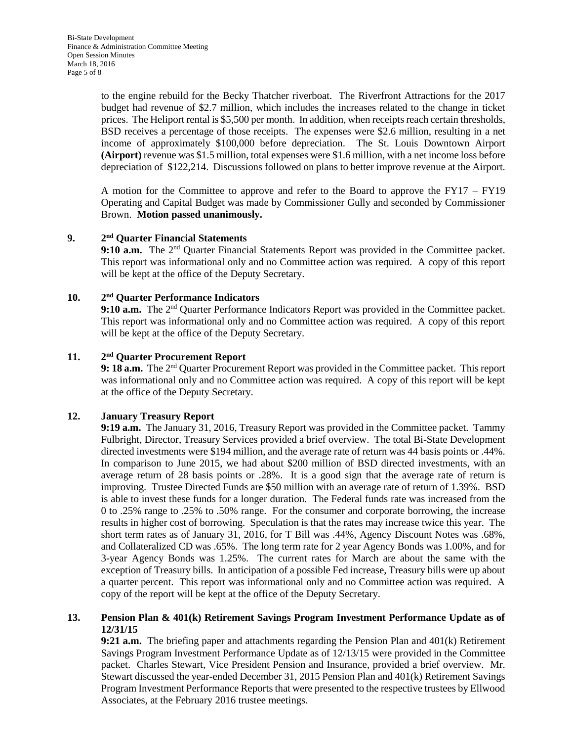to the engine rebuild for the Becky Thatcher riverboat. The Riverfront Attractions for the 2017 budget had revenue of \$2.7 million, which includes the increases related to the change in ticket prices. The Heliport rental is \$5,500 per month. In addition, when receipts reach certain thresholds, BSD receives a percentage of those receipts. The expenses were \$2.6 million, resulting in a net income of approximately \$100,000 before depreciation. The St. Louis Downtown Airport **(Airport)** revenue was \$1.5 million, total expenses were \$1.6 million, with a net income loss before depreciation of \$122,214. Discussions followed on plans to better improve revenue at the Airport.

A motion for the Committee to approve and refer to the Board to approve the FY17 – FY19 Operating and Capital Budget was made by Commissioner Gully and seconded by Commissioner Brown. **Motion passed unanimously.**

## 9. 2nd Quarter Financial Statements

**9:10 a.m.** The 2nd Quarter Financial Statements Report was provided in the Committee packet. This report was informational only and no Committee action was required. A copy of this report will be kept at the office of the Deputy Secretary.

## 10. 2nd Quarter Performance Indicators

**9:10 a.m.** The 2nd Quarter Performance Indicators Report was provided in the Committee packet. This report was informational only and no Committee action was required. A copy of this report will be kept at the office of the Deputy Secretary.

## 11. 2nd Quarter Procurement Report

**9: 18 a.m.** The 2nd Quarter Procurement Report was provided in the Committee packet. This report was informational only and no Committee action was required. A copy of this report will be kept at the office of the Deputy Secretary.

## 12. January Treasury Report

**9:19 a.m.** The January 31, 2016, Treasury Report was provided in the Committee packet. Tammy Fulbright, Director, Treasury Services provided a brief overview. The total Bi-State Development directed investments were \$194 million, and the average rate of return was 44 basis points or .44%. In comparison to June 2015, we had about \$200 million of BSD directed investments, with an average return of 28 basis points or .28%. It is a good sign that the average rate of return is improving. Trustee Directed Funds are \$50 million with an average rate of return of 1.39%. BSD is able to invest these funds for a longer duration. The Federal funds rate was increased from the 0 to .25% range to .25% to .50% range. For the consumer and corporate borrowing, the increase results in higher cost of borrowing. Speculation is that the rates may increase twice this year. The short term rates as of January 31, 2016, for T Bill was .44%, Agency Discount Notes was .68%, and Collateralized CD was .65%. The long term rate for 2 year Agency Bonds was 1.00%, and for 3-year Agency Bonds was 1.25%. The current rates for March are about the same with the exception of Treasury bills. In anticipation of a possible Fed increase, Treasury bills were up about a quarter percent. This report was informational only and no Committee action was required. A copy of the report will be kept at the office of the Deputy Secretary.

## 13. Pension Plan & 401(k) Retirement Savings Program Investment Performance Update as of 12/31/15

**9:21 a.m.** The briefing paper and attachments regarding the Pension Plan and 401(k) Retirement Savings Program Investment Performance Update as of 12/13/15 were provided in the Committee packet. Charles Stewart, Vice President Pension and Insurance, provided a brief overview. Mr. Stewart discussed the year-ended December 31, 2015 Pension Plan and 401(k) Retirement Savings Program Investment Performance Reports that were presented to the respective trustees by Ellwood Associates, at the February 2016 trustee meetings.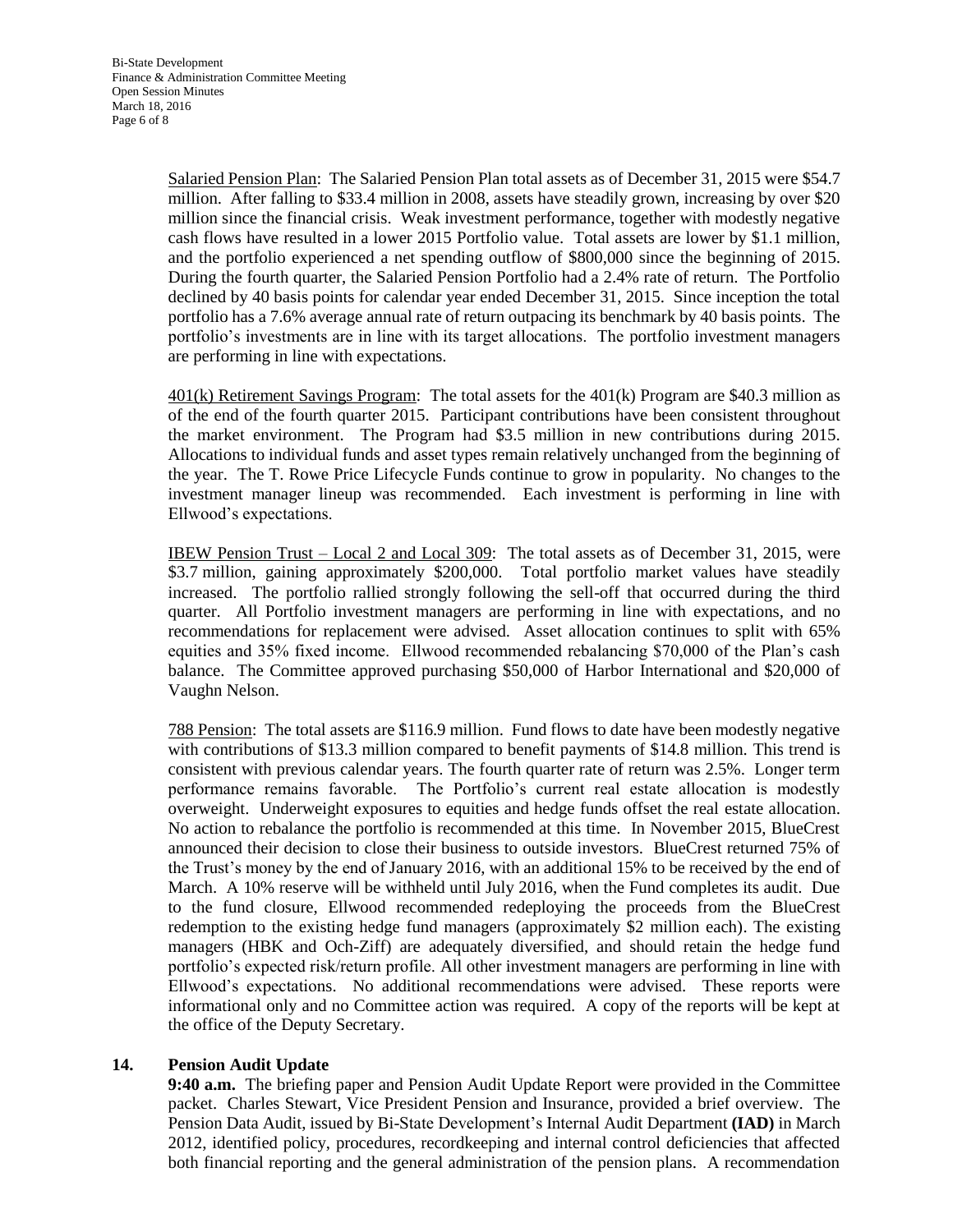Salaried Pension Plan: The Salaried Pension Plan total assets as of December 31, 2015 were \$54.7 million. After falling to \$33.4 million in 2008, assets have steadily grown, increasing by over \$20 million since the financial crisis. Weak investment performance, together with modestly negative cash flows have resulted in a lower 2015 Portfolio value. Total assets are lower by \$1.1 million, and the portfolio experienced a net spending outflow of \$800,000 since the beginning of 2015. During the fourth quarter, the Salaried Pension Portfolio had a 2.4% rate of return. The Portfolio declined by 40 basis points for calendar year ended December 31, 2015. Since inception the total portfolio has a 7.6% average annual rate of return outpacing its benchmark by 40 basis points. The portfolio's investments are in line with its target allocations. The portfolio investment managers are performing in line with expectations.

401(k) Retirement Savings Program: The total assets for the 401(k) Program are \$40.3 million as of the end of the fourth quarter 2015. Participant contributions have been consistent throughout the market environment. The Program had \$3.5 million in new contributions during 2015. Allocations to individual funds and asset types remain relatively unchanged from the beginning of the year. The T. Rowe Price Lifecycle Funds continue to grow in popularity. No changes to the investment manager lineup was recommended. Each investment is performing in line with Ellwood's expectations.

IBEW Pension Trust – Local 2 and Local 309: The total assets as of December 31, 2015, were \$3.7 million, gaining approximately \$200,000. Total portfolio market values have steadily increased. The portfolio rallied strongly following the sell-off that occurred during the third quarter. All Portfolio investment managers are performing in line with expectations, and no recommendations for replacement were advised. Asset allocation continues to split with 65% equities and 35% fixed income. Ellwood recommended rebalancing \$70,000 of the Plan's cash balance. The Committee approved purchasing \$50,000 of Harbor International and \$20,000 of Vaughn Nelson.

788 Pension: The total assets are \$116.9 million. Fund flows to date have been modestly negative with contributions of \$13.3 million compared to benefit payments of \$14.8 million. This trend is consistent with previous calendar years. The fourth quarter rate of return was 2.5%. Longer term performance remains favorable. The Portfolio's current real estate allocation is modestly overweight. Underweight exposures to equities and hedge funds offset the real estate allocation. No action to rebalance the portfolio is recommended at this time. In November 2015, BlueCrest announced their decision to close their business to outside investors. BlueCrest returned 75% of the Trust's money by the end of January 2016, with an additional 15% to be received by the end of March. A 10% reserve will be withheld until July 2016, when the Fund completes its audit. Due to the fund closure, Ellwood recommended redeploying the proceeds from the BlueCrest redemption to the existing hedge fund managers (approximately \$2 million each). The existing managers (HBK and Och-Ziff) are adequately diversified, and should retain the hedge fund portfolio's expected risk/return profile. All other investment managers are performing in line with Ellwood's expectations. No additional recommendations were advised. These reports were informational only and no Committee action was required. A copy of the reports will be kept at the office of the Deputy Secretary.

**14. Pension Audit Update**

**9:40 a.m.** The briefing paper and Pension Audit Update Report were provided in the Committee packet. Charles Stewart, Vice President Pension and Insurance, provided a brief overview. The Pension Data Audit, issued by Bi-State Development's Internal Audit Department **(IAD)** in March 2012, identified policy, procedures, recordkeeping and internal control deficiencies that affected both financial reporting and the general administration of the pension plans. A recommendation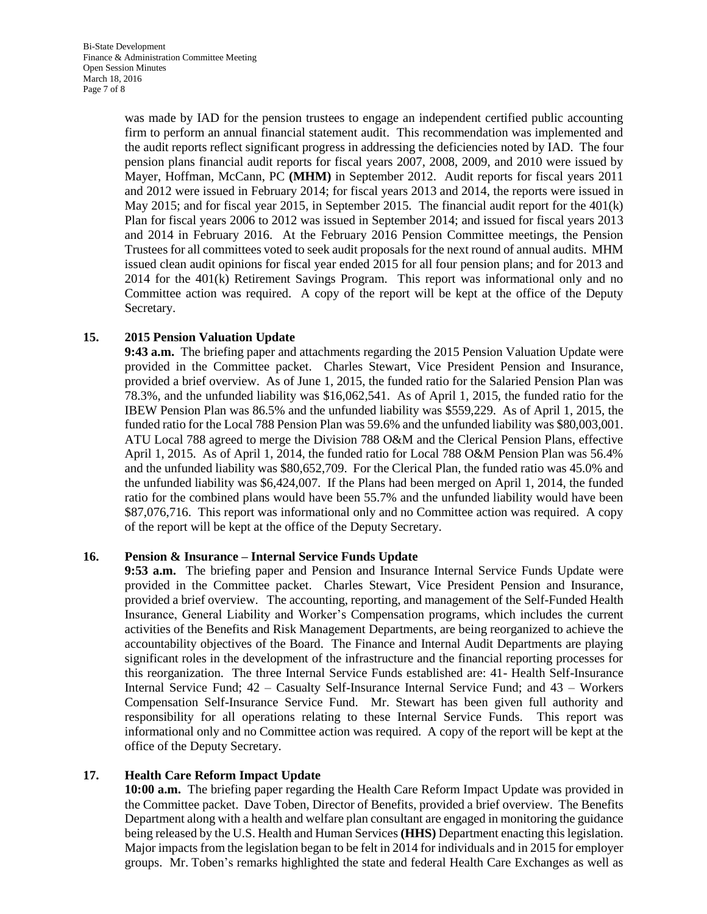was made by IAD for the pension trustees to engage an independent certified public accounting firm to perform an annual financial statement audit. This recommendation was implemented and the audit reports reflect significant progress in addressing the deficiencies noted by IAD. The four pension plans financial audit reports for fiscal years 2007, 2008, 2009, and 2010 were issued by Mayer, Hoffman, McCann, PC **(MHM)** in September 2012. Audit reports for fiscal years 2011 and 2012 were issued in February 2014; for fiscal years 2013 and 2014, the reports were issued in May 2015; and for fiscal year 2015, in September 2015. The financial audit report for the 401(k) Plan for fiscal years 2006 to 2012 was issued in September 2014; and issued for fiscal years 2013 and 2014 in February 2016. At the February 2016 Pension Committee meetings, the Pension Trustees for all committees voted to seek audit proposals for the next round of annual audits. MHM issued clean audit opinions for fiscal year ended 2015 for all four pension plans; and for 2013 and 2014 for the 401(k) Retirement Savings Program. This report was informational only and no Committee action was required. A copy of the report will be kept at the office of the Deputy Secretary.

## 15. 2015 Pension Valuation Update

**9:43 a.m.** The briefing paper and attachments regarding the 2015 Pension Valuation Update were provided in the Committee packet. Charles Stewart, Vice President Pension and Insurance, provided a brief overview. As of June 1, 2015, the funded ratio for the Salaried Pension Plan was 78.3%, and the unfunded liability was $16,062,541. As of April 1, 2015, the funded ratio for the IBEW Pension Plan was 86.5% and the unfunded liability was $559,229. As of April 1, 2015, the funded ratio for the Local 788 Pension Plan was 59.6% and the unfunded liability was $80,003,001. ATU Local 788 agreed to merge the Division 788 O&M and the Clerical Pension Plans, effective April 1, 2015. As of April 1, 2014, the funded ratio for Local 788 O&M Pension Plan was 56.4% and the unfunded liability was $80,652,709. For the Clerical Plan, the funded ratio was 45.0% and the unfunded liability was $6,424,007. If the Plans had been merged on April 1, 2014, the funded ratio for the combined plans would have been 55.7% and the unfunded liability would have been $87,076,716. This report was informational only and no Committee action was required. A copy of the report will be kept at the office of the Deputy Secretary.

## 16. Pension & Insurance – Internal Service Funds Update

**9:53 a.m.** The briefing paper and Pension and Insurance Internal Service Funds Update were provided in the Committee packet. Charles Stewart, Vice President Pension and Insurance, provided a brief overview. The accounting, reporting, and management of the Self-Funded Health Insurance, General Liability and Worker's Compensation programs, which includes the current activities of the Benefits and Risk Management Departments, are being reorganized to achieve the accountability objectives of the Board. The Finance and Internal Audit Departments are playing significant roles in the development of the infrastructure and the financial reporting processes for this reorganization. The three Internal Service Funds established are: 41- Health Self-Insurance Internal Service Fund; 42 – Casualty Self-Insurance Internal Service Fund; and 43 – Workers Compensation Self-Insurance Service Fund. Mr. Stewart has been given full authority and responsibility for all operations relating to these Internal Service Funds. This report was informational only and no Committee action was required. A copy of the report will be kept at the office of the Deputy Secretary.

## 17. Health Care Reform Impact Update

**10:00 a.m.** The briefing paper regarding the Health Care Reform Impact Update was provided in the Committee packet. Dave Toben, Director of Benefits, provided a brief overview. The Benefits Department along with a health and welfare plan consultant are engaged in monitoring the guidance being released by the U.S. Health and Human Services **(HHS)** Department enacting this legislation. Major impacts from the legislation began to be felt in 2014 for individuals and in 2015 for employer groups. Mr. Toben's remarks highlighted the state and federal Health Care Exchanges as well as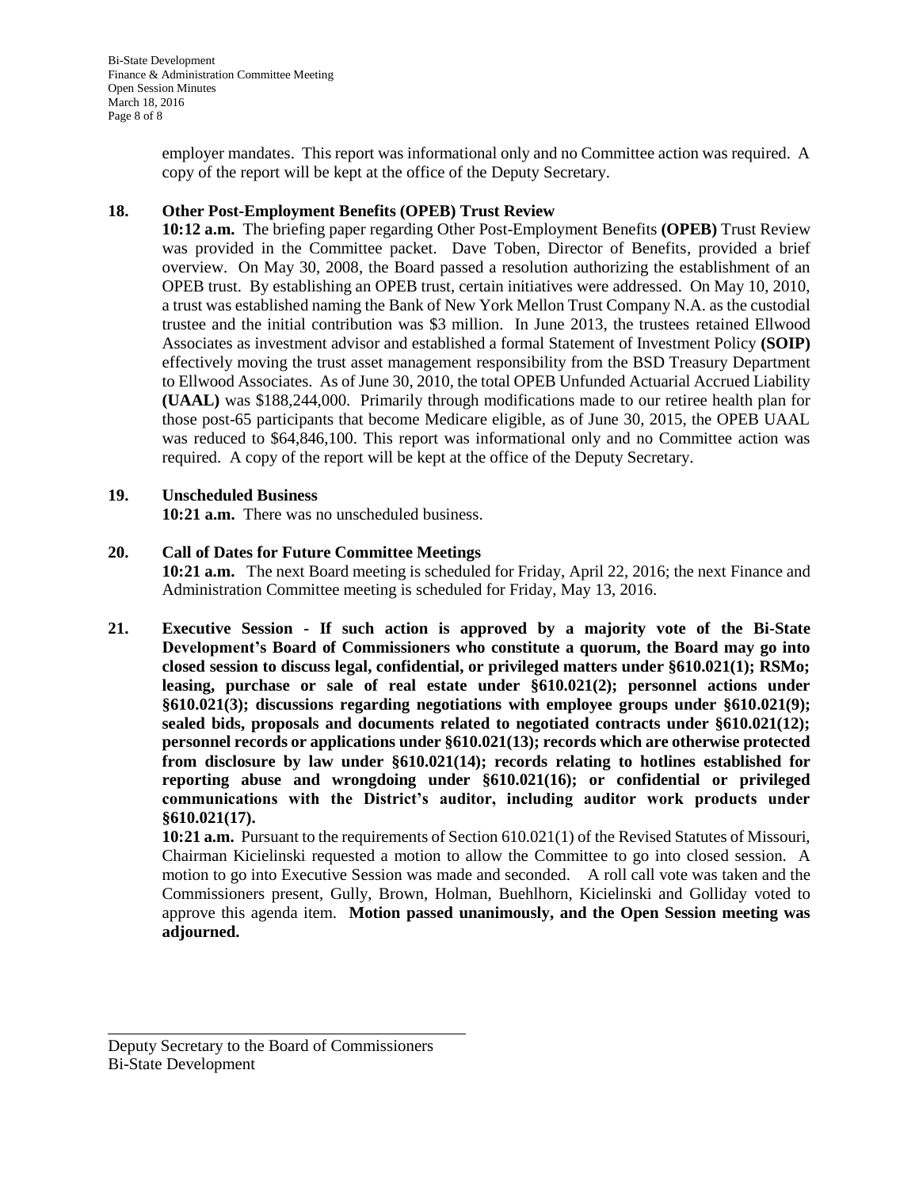employer mandates. This report was informational only and no Committee action was required. A copy of the report will be kept at the office of the Deputy Secretary.

**18. Other Post-Employment Benefits (OPEB) Trust Review**

**10:12 a.m.** The briefing paper regarding Other Post-Employment Benefits **(OPEB)** Trust Review was provided in the Committee packet. Dave Toben, Director of Benefits, provided a brief overview. On May 30, 2008, the Board passed a resolution authorizing the establishment of an OPEB trust. By establishing an OPEB trust, certain initiatives were addressed. On May 10, 2010, a trust was established naming the Bank of New York Mellon Trust Company N.A. as the custodial trustee and the initial contribution was $3 million. In June 2013, the trustees retained Ellwood Associates as investment advisor and established a formal Statement of Investment Policy **(SOIP)** effectively moving the trust asset management responsibility from the BSD Treasury Department to Ellwood Associates. As of June 30, 2010, the total OPEB Unfunded Actuarial Accrued Liability **(UAAL)** was $188,244,000. Primarily through modifications made to our retiree health plan for those post-65 participants that become Medicare eligible, as of June 30, 2015, the OPEB UAAL was reduced to $64,846,100. This report was informational only and no Committee action was required. A copy of the report will be kept at the office of the Deputy Secretary.

**19. Unscheduled Business**

**10:21 a.m.** There was no unscheduled business.

**20. Call of Dates for Future Committee Meetings**

**10:21 a.m.** The next Board meeting is scheduled for Friday, April 22, 2016; the next Finance and Administration Committee meeting is scheduled for Friday, May 13, 2016.

**21. Executive Session - If such action is approved by a majority vote of the Bi-State Development's Board of Commissioners who constitute a quorum, the Board may go into closed session to discuss legal, confidential, or privileged matters under §610.021(1); RSMo; leasing, purchase or sale of real estate under §610.021(2); personnel actions under §610.021(3); discussions regarding negotiations with employee groups under §610.021(9); sealed bids, proposals and documents related to negotiated contracts under §610.021(12); personnel records or applications under §610.021(13); records which are otherwise protected from disclosure by law under §610.021(14); records relating to hotlines established for reporting abuse and wrongdoing under §610.021(16); or confidential or privileged communications with the District's auditor, including auditor work products under §610.021(17).**

**10:21 a.m.** Pursuant to the requirements of Section 610.021(1) of the Revised Statutes of Missouri, Chairman Kicielinski requested a motion to allow the Committee to go into closed session. A motion to go into Executive Session was made and seconded. A roll call vote was taken and the Commissioners present, Gully, Brown, Holman, Buehlhorn, Kicielinski and Golliday voted to approve this agenda item. **Motion passed unanimously, and the Open Session meeting was adjourned.**

\_\_\_\_\_\_\_\_\_\_\_\_\_\_\_\_\_\_\_\_\_\_\_\_\_\_\_\_\_\_\_\_\_\_\_\_\_\_\_\_

Deputy Secretary to the Board of Commissioners
Bi-State Development